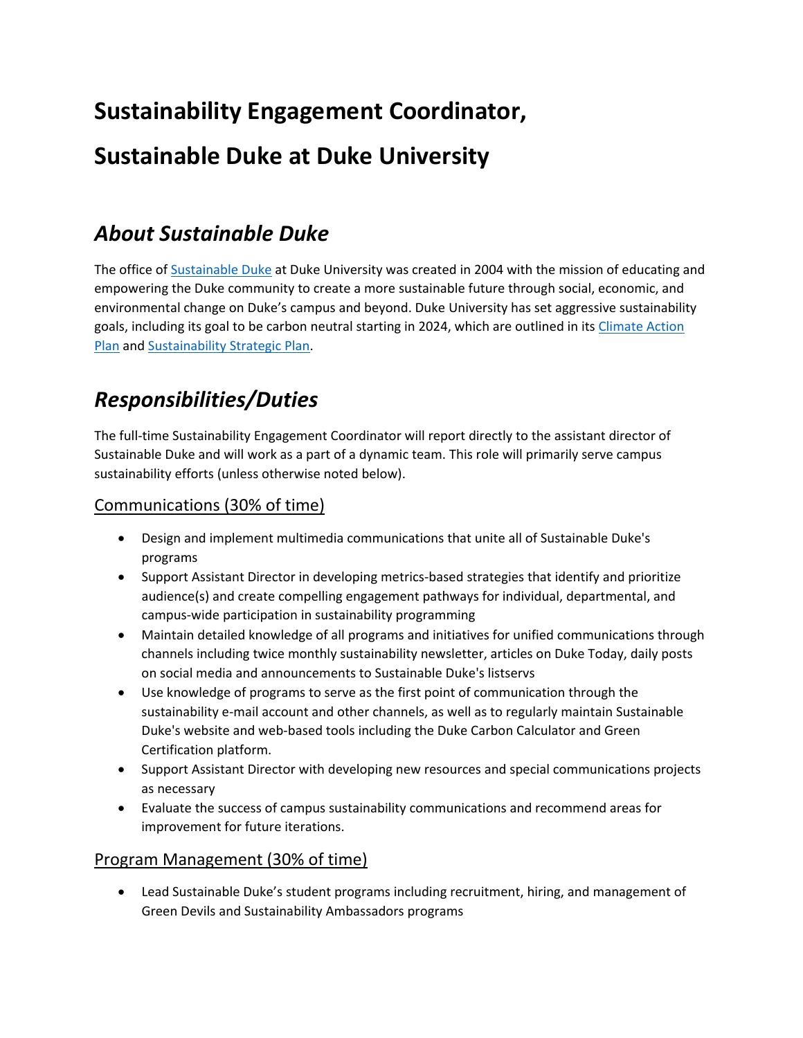# Sustainability Engagement Coordinator,

# Sustainable Duke at Duke University

## *About Sustainable Duke*

The office of Sustainable Duke at Duke University was created in 2004 with the mission of educating and empowering the Duke community to create a more sustainable future through social, economic, and environmental change on Duke's campus and beyond. Duke University has set aggressive sustainability goals, including its goal to be carbon neutral starting in 2024, which are outlined in its Climate Action Plan and Sustainability Strategic Plan.

## *Responsibilities/Duties*

The full-time Sustainability Engagement Coordinator will report directly to the assistant director of Sustainable Duke and will work as a part of a dynamic team. This role will primarily serve campus sustainability efforts (unless otherwise noted below).

### Communications (30% of time)

- Design and implement multimedia communications that unite all of Sustainable Duke's programs
- Support Assistant Director in developing metrics-based strategies that identify and prioritize audience(s) and create compelling engagement pathways for individual, departmental, and campus-wide participation in sustainability programming
- Maintain detailed knowledge of all programs and initiatives for unified communications through channels including twice monthly sustainability newsletter, articles on Duke Today, daily posts on social media and announcements to Sustainable Duke's listservs
- Use knowledge of programs to serve as the first point of communication through the sustainability e-mail account and other channels, as well as to regularly maintain Sustainable Duke's website and web-based tools including the Duke Carbon Calculator and Green Certification platform.
- Support Assistant Director with developing new resources and special communications projects as necessary
- Evaluate the success of campus sustainability communications and recommend areas for improvement for future iterations.

### Program Management (30% of time)

- Lead Sustainable Duke's student programs including recruitment, hiring, and management of Green Devils and Sustainability Ambassadors programs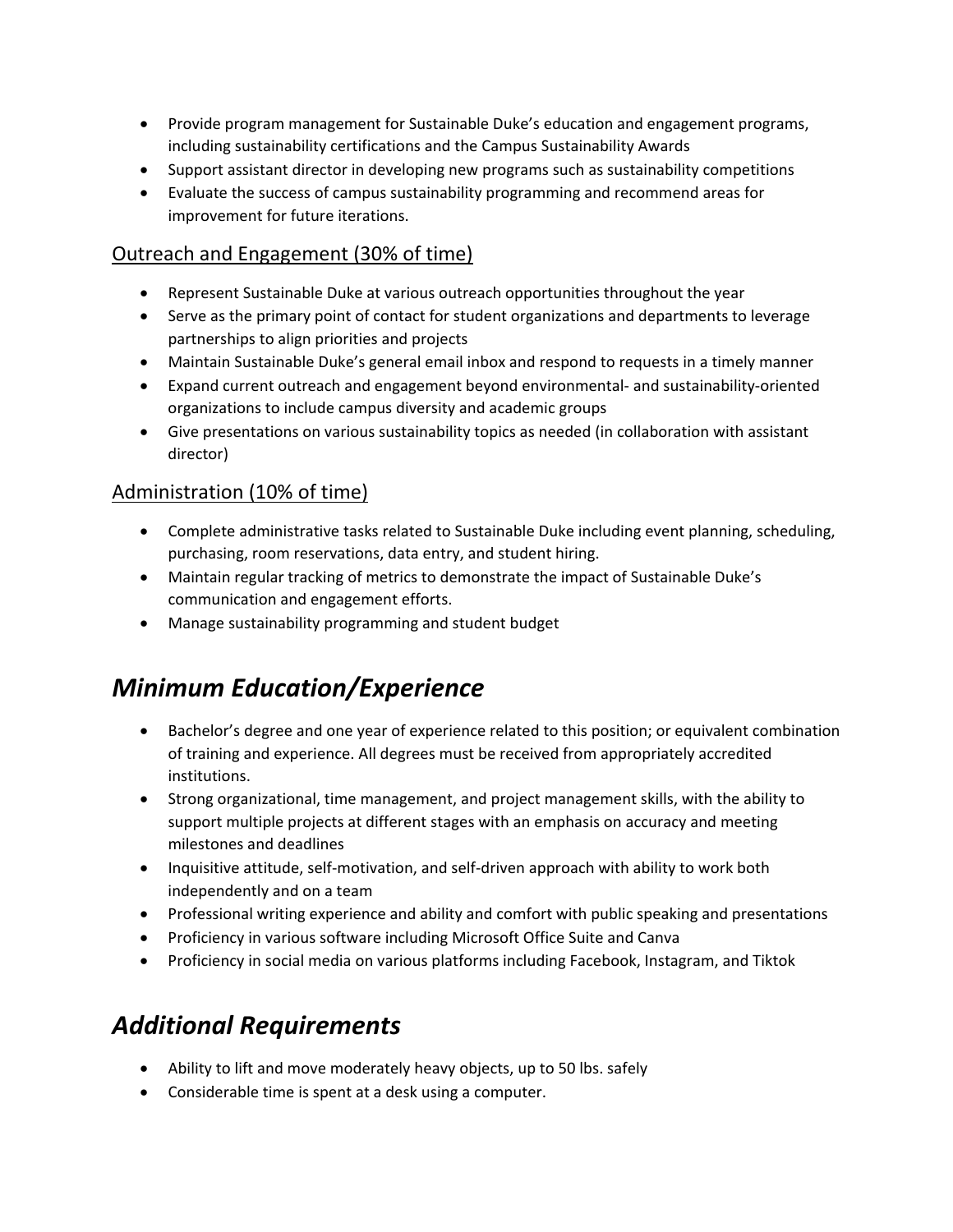- Provide program management for Sustainable Duke's education and engagement programs, including sustainability certifications and the Campus Sustainability Awards
- Support assistant director in developing new programs such as sustainability competitions
- Evaluate the success of campus sustainability programming and recommend areas for improvement for future iterations.

### Outreach and Engagement (30% of time)

- Represent Sustainable Duke at various outreach opportunities throughout the year
- Serve as the primary point of contact for student organizations and departments to leverage partnerships to align priorities and projects
- Maintain Sustainable Duke's general email inbox and respond to requests in a timely manner
- Expand current outreach and engagement beyond environmental- and sustainability-oriented organizations to include campus diversity and academic groups
- Give presentations on various sustainability topics as needed (in collaboration with assistant director)

### Administration (10% of time)

- Complete administrative tasks related to Sustainable Duke including event planning, scheduling, purchasing, room reservations, data entry, and student hiring.
- Maintain regular tracking of metrics to demonstrate the impact of Sustainable Duke's communication and engagement efforts.
- Manage sustainability programming and student budget

## *Minimum Education/Experience*

- Bachelor's degree and one year of experience related to this position; or equivalent combination of training and experience. All degrees must be received from appropriately accredited institutions.
- Strong organizational, time management, and project management skills, with the ability to support multiple projects at different stages with an emphasis on accuracy and meeting milestones and deadlines
- Inquisitive attitude, self-motivation, and self-driven approach with ability to work both independently and on a team
- Professional writing experience and ability and comfort with public speaking and presentations
- Proficiency in various software including Microsoft Office Suite and Canva
- Proficiency in social media on various platforms including Facebook, Instagram, and Tiktok

## *Additional Requirements*

- Ability to lift and move moderately heavy objects, up to 50 lbs. safely
- Considerable time is spent at a desk using a computer.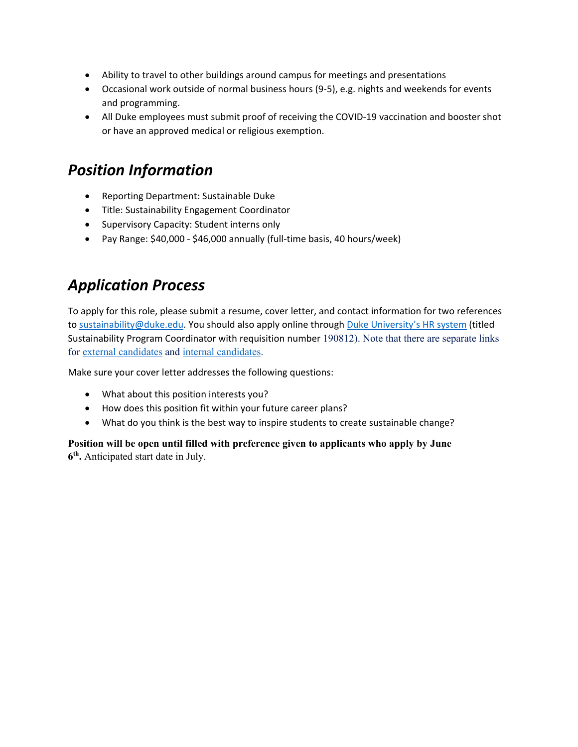- Ability to travel to other buildings around campus for meetings and presentations
- Occasional work outside of normal business hours (9-5), e.g. nights and weekends for events and programming.
- All Duke employees must submit proof of receiving the COVID-19 vaccination and booster shot or have an approved medical or religious exemption.

## *Position Information*

- Reporting Department: Sustainable Duke
- Title: Sustainability Engagement Coordinator
- Supervisory Capacity: Student interns only
- Pay Range: $40,000 - $46,000 annually (full-time basis, 40 hours/week)

## *Application Process*

To apply for this role, please submit a resume, cover letter, and contact information for two references to sustainability@duke.edu. You should also apply online through Duke University's HR system (titled Sustainability Program Coordinator with requisition number 190812). Note that there are separate links for external candidates and internal candidates.

Make sure your cover letter addresses the following questions:

- What about this position interests you?
- How does this position fit within your future career plans?
- What do you think is the best way to inspire students to create sustainable change?

**Position will be open until filled with preference given to applicants who apply by June 6th.** Anticipated start date in July.